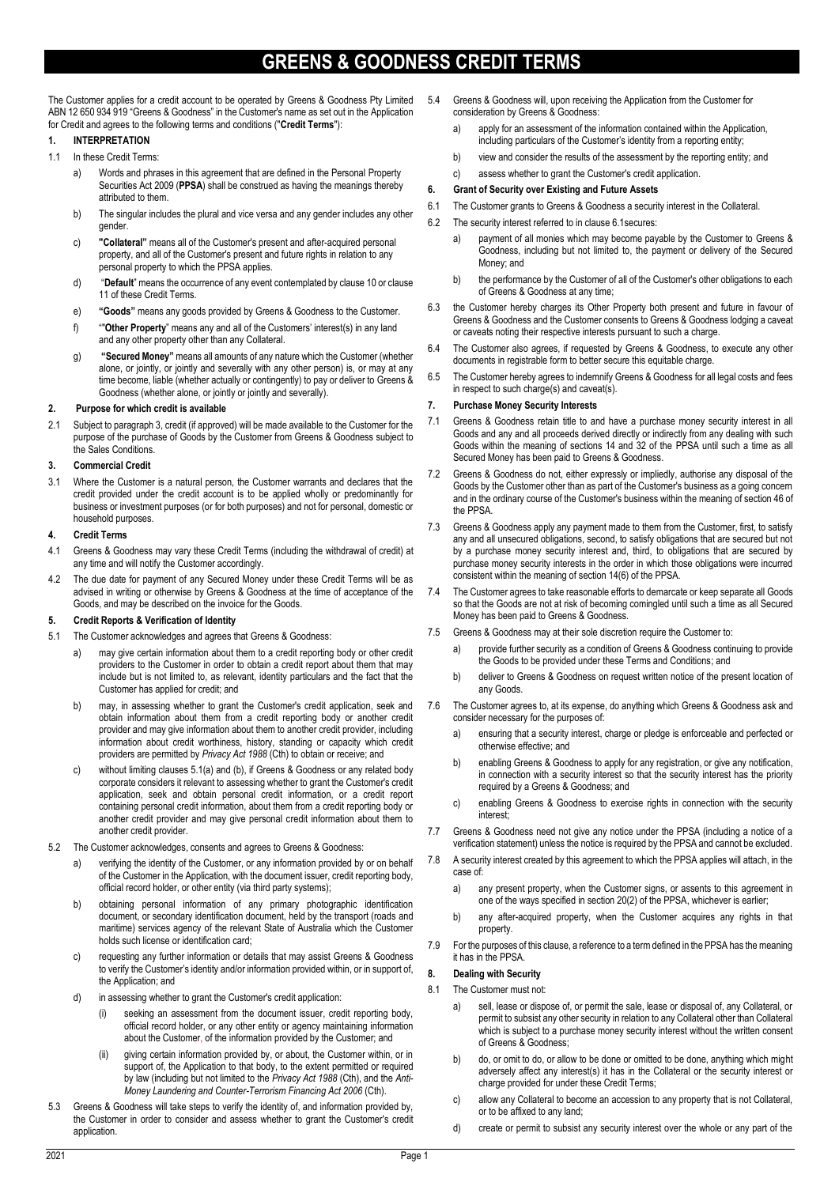# GREENS & GOODNESS CREDIT TERMS

The Customer applies for a credit account to be operated by Greens & Goodness Pty Limited ABN 12 650 934 919 "Greens & Goodness" in the Customer's name as set out in the Application for Credit and agrees to the following terms and conditions ("**Credit Terms**"):

## 1. INTERPRETATION

1.1 In these Credit Terms:

a) Words and phrases in this agreement that are defined in the Personal Property Securities Act 2009 (**PPSA**) shall be construed as having the meanings thereby attributed to them.

b) The singular includes the plural and vice versa and any gender includes any other gender.

c) **"Collateral"** means all of the Customer's present and after-acquired personal property, and all of the Customer's present and future rights in relation to any personal property to which the PPSA applies.

d) "**Default**" means the occurrence of any event contemplated by clause 10 or clause 11 of these Credit Terms.

e) **"Goods"** means any goods provided by Greens & Goodness to the Customer.

f) ""**Other Property**" means any and all of the Customers' interest(s) in any land and any other property other than any Collateral.

g) **"Secured Money"** means all amounts of any nature which the Customer (whether alone, or jointly, or jointly and severally with any other person) is, or may at any time become, liable (whether actually or contingently) to pay or deliver to Greens & Goodness (whether alone, or jointly or jointly and severally).

## 2. Purpose for which credit is available

2.1 Subject to paragraph 3, credit (if approved) will be made available to the Customer for the purpose of the purchase of Goods by the Customer from Greens & Goodness subject to the Sales Conditions.

## 3. Commercial Credit

3.1 Where the Customer is a natural person, the Customer warrants and declares that the credit provided under the credit account is to be applied wholly or predominantly for business or investment purposes (or for both purposes) and not for personal, domestic or household purposes.

## 4. Credit Terms

4.1 Greens & Goodness may vary these Credit Terms (including the withdrawal of credit) at any time and will notify the Customer accordingly.

4.2 The due date for payment of any Secured Money under these Credit Terms will be as advised in writing or otherwise by Greens & Goodness at the time of acceptance of the Goods, and may be described on the invoice for the Goods.

## 5. Credit Reports & Verification of Identity

5.1 The Customer acknowledges and agrees that Greens & Goodness:

a) may give certain information about them to a credit reporting body or other credit providers to the Customer in order to obtain a credit report about them that may include but is not limited to, as relevant, identity particulars and the fact that the Customer has applied for credit; and

b) may, in assessing whether to grant the Customer's credit application, seek and obtain information about them from a credit reporting body or another credit provider and may give information about them to another credit provider, including information about credit worthiness, history, standing or capacity which credit providers are permitted by *Privacy Act 1988* (Cth) to obtain or receive; and

c) without limiting clauses 5.1(a) and (b), if Greens & Goodness or any related body corporate considers it relevant to assessing whether to grant the Customer's credit application, seek and obtain personal credit information, or a credit report containing personal credit information, about them from a credit reporting body or another credit provider and may give personal credit information about them to another credit provider.

5.2 The Customer acknowledges, consents and agrees to Greens & Goodness:

a) verifying the identity of the Customer, or any information provided by or on behalf of the Customer in the Application, with the document issuer, credit reporting body, official record holder, or other entity (via third party systems);

b) obtaining personal information of any primary photographic identification document, or secondary identification document, held by the transport (roads and maritime) services agency of the relevant State of Australia which the Customer holds such license or identification card;

c) requesting any further information or details that may assist Greens & Goodness to verify the Customer's identity and/or information provided within, or in support of, the Application; and

d) in assessing whether to grant the Customer's credit application:

(i) seeking an assessment from the document issuer, credit reporting body, official record holder, or any other entity or agency maintaining information about the Customer, of the information provided by the Customer; and

(ii) giving certain information provided by, or about, the Customer within, or in support of, the Application to that body, to the extent permitted or required by law (including but not limited to the *Privacy Act 1988* (Cth), and the *Anti-Money Laundering and Counter-Terrorism Financing Act 2006* (Cth).

5.3 Greens & Goodness will take steps to verify the identity of, and information provided by, the Customer in order to consider and assess whether to grant the Customer's credit application.

5.4 Greens & Goodness will, upon receiving the Application from the Customer for consideration by Greens & Goodness:

a) apply for an assessment of the information contained within the Application, including particulars of the Customer's identity from a reporting entity;

b) view and consider the results of the assessment by the reporting entity; and

c) assess whether to grant the Customer's credit application.

## 6. Grant of Security over Existing and Future Assets

6.1 The Customer grants to Greens & Goodness a security interest in the Collateral.

6.2 The security interest referred to in clause 6.1secures:

a) payment of all monies which may become payable by the Customer to Greens & Goodness, including but not limited to, the payment or delivery of the Secured Money; and

b) the performance by the Customer of all of the Customer's other obligations to each of Greens & Goodness at any time;

6.3 the Customer hereby charges its Other Property both present and future in favour of Greens & Goodness and the Customer consents to Greens & Goodness lodging a caveat or caveats noting their respective interests pursuant to such a charge.

6.4 The Customer also agrees, if requested by Greens & Goodness, to execute any other documents in registrable form to better secure this equitable charge.

6.5 The Customer hereby agrees to indemnify Greens & Goodness for all legal costs and fees in respect to such charge(s) and caveat(s).

## 7. Purchase Money Security Interests

7.1 Greens & Goodness retain title to and have a purchase money security interest in all Goods and any and all proceeds derived directly or indirectly from any dealing with such Goods within the meaning of sections 14 and 32 of the PPSA until such a time as all Secured Money has been paid to Greens & Goodness.

7.2 Greens & Goodness do not, either expressly or impliedly, authorise any disposal of the Goods by the Customer other than as part of the Customer's business as a going concern and in the ordinary course of the Customer's business within the meaning of section 46 of the PPSA.

7.3 Greens & Goodness apply any payment made to them from the Customer, first, to satisfy any and all unsecured obligations, second, to satisfy obligations that are secured but not by a purchase money security interest and, third, to obligations that are secured by purchase money security interests in the order in which those obligations were incurred consistent within the meaning of section 14(6) of the PPSA.

7.4 The Customer agrees to take reasonable efforts to demarcate or keep separate all Goods so that the Goods are not at risk of becoming comingled until such a time as all Secured Money has been paid to Greens & Goodness.

7.5 Greens & Goodness may at their sole discretion require the Customer to:

a) provide further security as a condition of Greens & Goodness continuing to provide the Goods to be provided under these Terms and Conditions; and

b) deliver to Greens & Goodness on request written notice of the present location of any Goods.

7.6 The Customer agrees to, at its expense, do anything which Greens & Goodness ask and consider necessary for the purposes of:

a) ensuring that a security interest, charge or pledge is enforceable and perfected or otherwise effective; and

b) enabling Greens & Goodness to apply for any registration, or give any notification, in connection with a security interest so that the security interest has the priority required by a Greens & Goodness; and

c) enabling Greens & Goodness to exercise rights in connection with the security interest;

7.7 Greens & Goodness need not give any notice under the PPSA (including a notice of a verification statement) unless the notice is required by the PPSA and cannot be excluded.

7.8 A security interest created by this agreement to which the PPSA applies will attach, in the case of:

a) any present property, when the Customer signs, or assents to this agreement in one of the ways specified in section 20(2) of the PPSA, whichever is earlier;

b) any after-acquired property, when the Customer acquires any rights in that property.

7.9 For the purposes of this clause, a reference to a term defined in the PPSA has the meaning it has in the PPSA.

## 8. Dealing with Security

8.1 The Customer must not:

a) sell, lease or dispose of, or permit the sale, lease or disposal of, any Collateral, or permit to subsist any other security in relation to any Collateral other than Collateral which is subject to a purchase money security interest without the written consent of Greens & Goodness;

b) do, or omit to do, or allow to be done or omitted to be done, anything which might adversely affect any interest(s) it has in the Collateral or the security interest or charge provided for under these Credit Terms;

c) allow any Collateral to become an accession to any property that is not Collateral, or to be affixed to any land;

d) create or permit to subsist any security interest over the whole or any part of the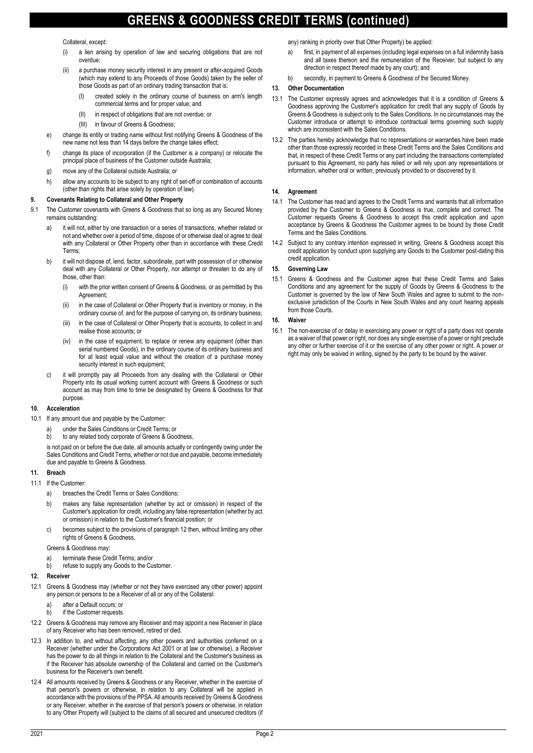# GREENS & GOODNESS CREDIT TERMS (continued)

Collateral, except:

(i) a lien arising by operation of law and securing obligations that are not overdue;

(ii) a purchase money security interest in any present or after-acquired Goods (which may extend to any Proceeds of those Goods) taken by the seller of those Goods as part of an ordinary trading transaction that is:

(I) created solely in the ordinary course of business on arm's length commercial terms and for proper value; and

(II) in respect of obligations that are not overdue; or

(III) in favour of Greens & Goodness;

e) change its entity or trading name without first notifying Greens & Goodness of the new name not less than 14 days before the change takes effect;

f) change its place of incorporation (if the Customer is a company) or relocate the principal place of business of the Customer outside Australia;

g) move any of the Collateral outside Australia; or

h) allow any accounts to be subject to any right of set-off or combination of accounts (other than rights that arise solely by operation of law).

**9. Covenants Relating to Collateral and Other Property**

9.1 The Customer covenants with Greens & Goodness that so long as any Secured Money remains outstanding:

a) it will not, either by one transaction or a series of transactions, whether related or not and whether over a period of time, dispose of or otherwise deal or agree to deal with any Collateral or Other Property other than in accordance with these Credit Terms;

b) it will not dispose of, lend, factor, subordinate, part with possession of or otherwise deal with any Collateral or Other Property, nor attempt or threaten to do any of those, other than:

(i) with the prior written consent of Greens & Goodness, or as permitted by this Agreement;

(ii) in the case of Collateral or Other Property that is inventory or money, in the ordinary course of, and for the purpose of carrying on, its ordinary business;

(iii) in the case of Collateral or Other Property that is accounts, to collect in and realise those accounts; or

(iv) in the case of equipment, to replace or renew any equipment (other than serial numbered Goods), in the ordinary course of its ordinary business and for at least equal value and without the creation of a purchase money security interest in such equipment;

c) it will promptly pay all Proceeds from any dealing with the Collateral or Other Property into its usual working current account with Greens & Goodness or such account as may from time to time be designated by Greens & Goodness for that purpose.

**10. Acceleration**

10.1 If any amount due and payable by the Customer:

a) under the Sales Conditions or Credit Terms; or

b) to any related body corporate of Greens & Goodness,

is not paid on or before the due date, all amounts actually or contingently owing under the Sales Conditions and Credit Terms, whether or not due and payable, become immediately due and payable to Greens & Goodness.

**11. Breach**

11.1 If the Customer:

a) breaches the Credit Terms or Sales Conditions;

b) makes any false representation (whether by act or omission) in respect of the Customer's application for credit, including any false representation (whether by act or omission) in relation to the Customer's financial position; or

c) becomes subject to the provisions of paragraph 12 then, without limiting any other rights of Greens & Goodness,

Greens & Goodness may:

a) terminate these Credit Terms; and/or

b) refuse to supply any Goods to the Customer.

**12. Receiver**

12.1 Greens & Goodness may (whether or not they have exercised any other power) appoint any person or persons to be a Receiver of all or any of the Collateral:

a) after a Default occurs; or

b) if the Customer requests.

12.2 Greens & Goodness may remove any Receiver and may appoint a new Receiver in place of any Receiver who has been removed, retired or died.

12.3 In addition to, and without affecting, any other powers and authorities conferred on a Receiver (whether under the Corporations Act 2001 or at law or otherwise), a Receiver has the power to do all things in relation to the Collateral and the Customer's business as if the Receiver has absolute ownership of the Collateral and carried on the Customer's business for the Receiver's own benefit.

12.4 All amounts received by Greens & Goodness or any Receiver, whether in the exercise of that person's powers or otherwise, in relation to any Collateral will be applied in accordance with the provisions of the PPSA. All amounts received by Greens & Goodness or any Receiver, whether in the exercise of that person's powers or otherwise, in relation to any Other Property will (subject to the claims of all secured and unsecured creditors (if any) ranking in priority over that Other Property) be applied:

a) first, in payment of all expenses (including legal expenses on a full indemnity basis and all taxes thereon and the remuneration of the Receiver, but subject to any direction in respect thereof made by any court); and

b) secondly, in payment to Greens & Goodness of the Secured Money.

**13. Other Documentation**

13.1 The Customer expressly agrees and acknowledges that it is a condition of Greens & Goodness approving the Customer's application for credit that any supply of Goods by Greens & Goodness is subject only to the Sales Conditions. In no circumstances may the Customer introduce or attempt to introduce contractual terms governing such supply which are inconsistent with the Sales Conditions.

13.2 The parties hereby acknowledge that no representations or warranties have been made other than those expressly recorded in these Credit Terms and the Sales Conditions and that, in respect of these Credit Terms or any part including the transactions contemplated pursuant to this Agreement, no party has relied or will rely upon any representations or information, whether oral or written, previously provided to or discovered by it.

**14. Agreement**

14.1 The Customer has read and agrees to the Credit Terms and warrants that all information provided by the Customer to Greens & Goodness is true, complete and correct. The Customer requests Greens & Goodness to accept this credit application and upon acceptance by Greens & Goodness the Customer agrees to be bound by these Credit Terms and the Sales Conditions.

14.2 Subject to any contrary intention expressed in writing, Greens & Goodness accept this credit application by conduct upon supplying any Goods to the Customer post-dating this credit application.

**15. Governing Law**

15.1 Greens & Goodness and the Customer agree that these Credit Terms and Sales Conditions and any agreement for the supply of Goods by Greens & Goodness to the Customer is governed by the law of New South Wales and agree to submit to the non-exclusive jurisdiction of the Courts in New South Wales and any court hearing appeals from those Courts.

**16. Waiver**

16.1 The non-exercise of or delay in exercising any power or right of a party does not operate as a waiver of that power or right, nor does any single exercise of a power or right preclude any other or further exercise of it or the exercise of any other power or right. A power or right may only be waived in writing, signed by the party to be bound by the waiver.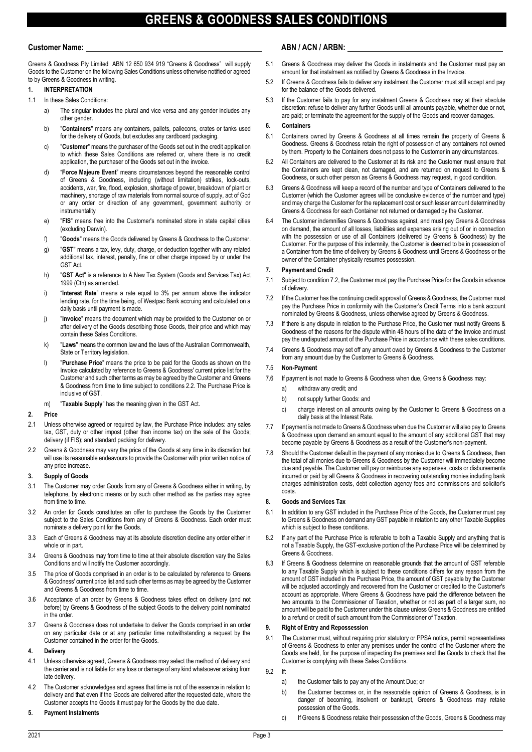# GREENS & GOODNESS SALES CONDITIONS

**Customer Name:** ______________________________ **ABN / ACN / ARBN:** ______________________________

Greens & Goodness Pty Limited ABN 12 650 934 919 "Greens & Goodness" will supply Goods to the Customer on the following Sales Conditions unless otherwise notified or agreed to by Greens & Goodness in writing.

## 1. INTERPRETATION

1.1 In these Sales Conditions:

a) The singular includes the plural and vice versa and any gender includes any other gender.

b) "**Containers**" means any containers, pallets, pallecons, crates or tanks used for the delivery of Goods, but excludes any cardboard packaging.

c) "**Customer**" means the purchaser of the Goods set out in the credit application to which these Sales Conditions are referred or, where there is no credit application, the purchaser of the Goods set out in the invoice.

d) "**Force Majeure Event**" means circumstances beyond the reasonable control of Greens & Goodness, including (without limitation) strikes, lock-outs, accidents, war, fire, flood, explosion, shortage of power, breakdown of plant or machinery, shortage of raw materials from normal source of supply, act of God or any order or direction of any government, government authority or instrumentality

e) "**FIS**" means free into the Customer's nominated store in state capital cities (excluding Darwin).

f) "**Goods**" means the Goods delivered by Greens & Goodness to the Customer.

g) "**GST**" means a tax, levy, duty, charge, or deduction together with any related additional tax, interest, penalty, fine or other charge imposed by or under the GST Act.

h) "**GST Act**" is a reference to A New Tax System (Goods and Services Tax) Act 1999 (Cth) as amended.

i) "**Interest Rate**" means a rate equal to 3% per annum above the indicator lending rate, for the time being, of Westpac Bank accruing and calculated on a daily basis until payment is made.

j) "**Invoice**" means the document which may be provided to the Customer on or after delivery of the Goods describing those Goods, their price and which may contain these Sales Conditions.

k) "**Laws**" means the common law and the laws of the Australian Commonwealth, State or Territory legislation.

l) "**Purchase Price**" means the price to be paid for the Goods as shown on the Invoice calculated by reference to Greens & Goodness' current price list for the Customer and such other terms as may be agreed by the Customer and Greens & Goodness from time to time subject to conditions 2.2. The Purchase Price is inclusive of GST.

m) "**Taxable Supply**" has the meaning given in the GST Act.

## 2. Price

2.1 Unless otherwise agreed or required by law, the Purchase Price includes: any sales tax, GST, duty or other impost (other than income tax) on the sale of the Goods; delivery (if FIS); and standard packing for delivery.

2.2 Greens & Goodness may vary the price of the Goods at any time in its discretion but will use its reasonable endeavours to provide the Customer with prior written notice of any price increase.

## 3. Supply of Goods

3.1 The Customer may order Goods from any of Greens & Goodness either in writing, by telephone, by electronic means or by such other method as the parties may agree from time to time.

3.2 An order for Goods constitutes an offer to purchase the Goods by the Customer subject to the Sales Conditions from any of Greens & Goodness. Each order must nominate a delivery point for the Goods.

3.3 Each of Greens & Goodness may at its absolute discretion decline any order either in whole or in part.

3.4 Greens & Goodness may from time to time at their absolute discretion vary the Sales Conditions and will notify the Customer accordingly.

3.5 The price of Goods comprised in an order is to be calculated by reference to Greens & Goodness' current price list and such other terms as may be agreed by the Customer and Greens & Goodness from time to time.

3.6 Acceptance of an order by Greens & Goodness takes effect on delivery (and not before) by Greens & Goodness of the subject Goods to the delivery point nominated in the order.

3.7 Greens & Goodness does not undertake to deliver the Goods comprised in an order on any particular date or at any particular time notwithstanding a request by the Customer contained in the order for the Goods.

## 4. Delivery

4.1 Unless otherwise agreed, Greens & Goodness may select the method of delivery and the carrier and is not liable for any loss or damage of any kind whatsoever arising from late delivery.

4.2 The Customer acknowledges and agrees that time is not of the essence in relation to delivery and that even if the Goods are delivered after the requested date, where the Customer accepts the Goods it must pay for the Goods by the due date.

## 5. Payment Instalments

5.1 Greens & Goodness may deliver the Goods in instalments and the Customer must pay an amount for that instalment as notified by Greens & Goodness in the Invoice.

5.2 If Greens & Goodness fails to deliver any instalment the Customer must still accept and pay for the balance of the Goods delivered.

5.3 If the Customer fails to pay for any instalment Greens & Goodness may at their absolute discretion: refuse to deliver any further Goods until all amounts payable, whether due or not, are paid; or terminate the agreement for the supply of the Goods and recover damages.

## 6. Containers

6.1 Containers owned by Greens & Goodness at all times remain the property of Greens & Goodness. Greens & Goodness retain the right of possession of any containers not owned by them. Property to the Containers does not pass to the Customer in any circumstances.

6.2 All Containers are delivered to the Customer at its risk and the Customer must ensure that the Containers are kept clean, not damaged, and are returned on request to Greens & Goodness, or such other person as Greens & Goodness may request, in good condition.

6.3 Greens & Goodness will keep a record of the number and type of Containers delivered to the Customer (which the Customer agrees will be conclusive evidence of the number and type) and may charge the Customer for the replacement cost or such lesser amount determined by Greens & Goodness for each Container not returned or damaged by the Customer.

6.4 The Customer indemnifies Greens & Goodness against, and must pay Greens & Goodness on demand, the amount of all losses, liabilities and expenses arising out of or in connection with the possession or use of all Containers (delivered by Greens & Goodness) by the Customer. For the purpose of this indemnity, the Customer is deemed to be in possession of a Container from the time of delivery by Greens & Goodness until Greens & Goodness or the owner of the Container physically resumes possession.

## 7. Payment and Credit

7.1 Subject to condition 7.2, the Customer must pay the Purchase Price for the Goods in advance of delivery.

7.2 If the Customer has the continuing credit approval of Greens & Goodness, the Customer must pay the Purchase Price in conformity with the Customer's Credit Terms into a bank account nominated by Greens & Goodness, unless otherwise agreed by Greens & Goodness.

7.3 If there is any dispute in relation to the Purchase Price, the Customer must notify Greens & Goodness of the reasons for the dispute within 48 hours of the date of the Invoice and must pay the undisputed amount of the Purchase Price in accordance with these sales conditions.

7.4 Greens & Goodness may set off any amount owed by Greens & Goodness to the Customer from any amount due by the Customer to Greens & Goodness.

7.5 **Non-Payment**

7.6 If payment is not made to Greens & Goodness when due, Greens & Goodness may:

a) withdraw any credit; and

b) not supply further Goods: and

c) charge interest on all amounts owing by the Customer to Greens & Goodness on a daily basis at the Interest Rate.

7.7 If payment is not made to Greens & Goodness when due the Customer will also pay to Greens & Goodness upon demand an amount equal to the amount of any additional GST that may become payable by Greens & Goodness as a result of the Customer's non-payment.

7.8 Should the Customer default in the payment of any monies due to Greens & Goodness, then the total of all monies due to Greens & Goodness by the Customer will immediately become due and payable. The Customer will pay or reimburse any expenses, costs or disbursements incurred or paid by all Greens & Goodness in recovering outstanding monies including bank charges administration costs, debt collection agency fees and commissions and solicitor's costs.

## 8. Goods and Services Tax

8.1 In addition to any GST included in the Purchase Price of the Goods, the Customer must pay to Greens & Goodness on demand any GST payable in relation to any other Taxable Supplies which is subject to these conditions.

8.2 If any part of the Purchase Price is referable to both a Taxable Supply and anything that is not a Taxable Supply, the GST-exclusive portion of the Purchase Price will be determined by Greens & Goodness.

8.3 If Greens & Goodness determine on reasonable grounds that the amount of GST referable to any Taxable Supply which is subject to these conditions differs for any reason from the amount of GST included in the Purchase Price, the amount of GST payable by the Customer will be adjusted accordingly and recovered from the Customer or credited to the Customer's account as appropriate. Where Greens & Goodness have paid the difference between the two amounts to the Commissioner of Taxation, whether or not as part of a larger sum, no amount will be paid to the Customer under this clause unless Greens & Goodness are entitled to a refund or credit of such amount from the Commissioner of Taxation.

## 9. Right of Entry and Repossession

9.1 The Customer must, without requiring prior statutory or PPSA notice, permit representatives of Greens & Goodness to enter any premises under the control of the Customer where the Goods are held, for the purpose of inspecting the premises and the Goods to check that the Customer is complying with these Sales Conditions.

9.2 If:

a) the Customer fails to pay any of the Amount Due; or

b) the Customer becomes or, in the reasonable opinion of Greens & Goodness, is in danger of becoming, insolvent or bankrupt, Greens & Goodness may retake possession of the Goods.

c) If Greens & Goodness retake their possession of the Goods, Greens & Goodness may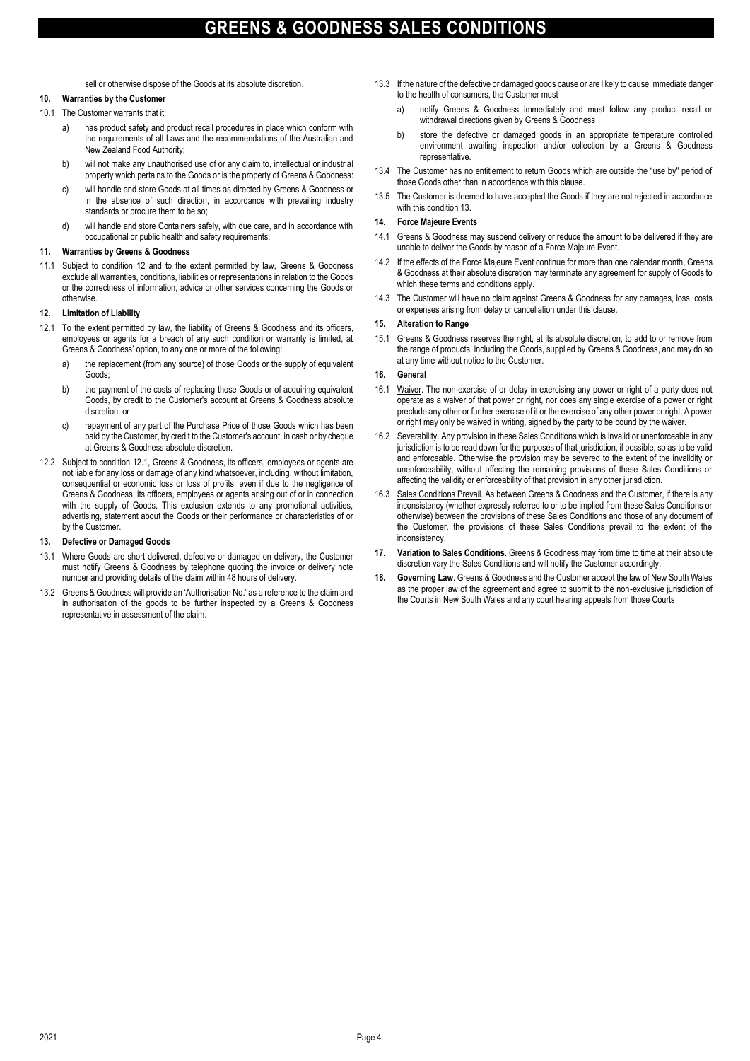sell or otherwise dispose of the Goods at its absolute discretion.

**10. Warranties by the Customer**

10.1 The Customer warrants that it:

a) has product safety and product recall procedures in place which conform with the requirements of all Laws and the recommendations of the Australian and New Zealand Food Authority;

b) will not make any unauthorised use of or any claim to, intellectual or industrial property which pertains to the Goods or is the property of Greens & Goodness:

c) will handle and store Goods at all times as directed by Greens & Goodness or in the absence of such direction, in accordance with prevailing industry standards or procure them to be so;

d) will handle and store Containers safely, with due care, and in accordance with occupational or public health and safety requirements.

**11. Warranties by Greens & Goodness**

11.1 Subject to condition 12 and to the extent permitted by law, Greens & Goodness exclude all warranties, conditions, liabilities or representations in relation to the Goods or the correctness of information, advice or other services concerning the Goods or otherwise.

**12. Limitation of Liability**

12.1 To the extent permitted by law, the liability of Greens & Goodness and its officers, employees or agents for a breach of any such condition or warranty is limited, at Greens & Goodness' option, to any one or more of the following:

a) the replacement (from any source) of those Goods or the supply of equivalent Goods;

b) the payment of the costs of replacing those Goods or of acquiring equivalent Goods, by credit to the Customer's account at Greens & Goodness absolute discretion; or

c) repayment of any part of the Purchase Price of those Goods which has been paid by the Customer, by credit to the Customer's account, in cash or by cheque at Greens & Goodness absolute discretion.

12.2 Subject to condition 12.1, Greens & Goodness, its officers, employees or agents are not liable for any loss or damage of any kind whatsoever, including, without limitation, consequential or economic loss or loss of profits, even if due to the negligence of Greens & Goodness, its officers, employees or agents arising out of or in connection with the supply of Goods. This exclusion extends to any promotional activities, advertising, statement about the Goods or their performance or characteristics of or by the Customer.

**13. Defective or Damaged Goods**

13.1 Where Goods are short delivered, defective or damaged on delivery, the Customer must notify Greens & Goodness by telephone quoting the invoice or delivery note number and providing details of the claim within 48 hours of delivery.

13.2 Greens & Goodness will provide an 'Authorisation No.' as a reference to the claim and in authorisation of the goods to be further inspected by a Greens & Goodness representative in assessment of the claim.

13.3 If the nature of the defective or damaged goods cause or are likely to cause immediate danger to the health of consumers, the Customer must

a) notify Greens & Goodness immediately and must follow any product recall or withdrawal directions given by Greens & Goodness

b) store the defective or damaged goods in an appropriate temperature controlled environment awaiting inspection and/or collection by a Greens & Goodness representative.

13.4 The Customer has no entitlement to return Goods which are outside the "use by" period of those Goods other than in accordance with this clause.

13.5 The Customer is deemed to have accepted the Goods if they are not rejected in accordance with this condition 13.

**14. Force Majeure Events**

14.1 Greens & Goodness may suspend delivery or reduce the amount to be delivered if they are unable to deliver the Goods by reason of a Force Majeure Event.

14.2 If the effects of the Force Majeure Event continue for more than one calendar month, Greens & Goodness at their absolute discretion may terminate any agreement for supply of Goods to which these terms and conditions apply.

14.3 The Customer will have no claim against Greens & Goodness for any damages, loss, costs or expenses arising from delay or cancellation under this clause.

**15. Alteration to Range**

15.1 Greens & Goodness reserves the right, at its absolute discretion, to add to or remove from the range of products, including the Goods, supplied by Greens & Goodness, and may do so at any time without notice to the Customer.

**16. General**

16.1 Waiver. The non-exercise of or delay in exercising any power or right of a party does not operate as a waiver of that power or right, nor does any single exercise of a power or right preclude any other or further exercise of it or the exercise of any other power or right. A power or right may only be waived in writing, signed by the party to be bound by the waiver.

16.2 Severability. Any provision in these Sales Conditions which is invalid or unenforceable in any jurisdiction is to be read down for the purposes of that jurisdiction, if possible, so as to be valid and enforceable. Otherwise the provision may be severed to the extent of the invalidity or unenforceability, without affecting the remaining provisions of these Sales Conditions or affecting the validity or enforceability of that provision in any other jurisdiction.

16.3 Sales Conditions Prevail. As between Greens & Goodness and the Customer, if there is any inconsistency (whether expressly referred to or to be implied from these Sales Conditions or otherwise) between the provisions of these Sales Conditions and those of any document of the Customer, the provisions of these Sales Conditions prevail to the extent of the inconsistency.

**17. Variation to Sales Conditions**. Greens & Goodness may from time to time at their absolute discretion vary the Sales Conditions and will notify the Customer accordingly.

**18. Governing Law**. Greens & Goodness and the Customer accept the law of New South Wales as the proper law of the agreement and agree to submit to the non-exclusive jurisdiction of the Courts in New South Wales and any court hearing appeals from those Courts.